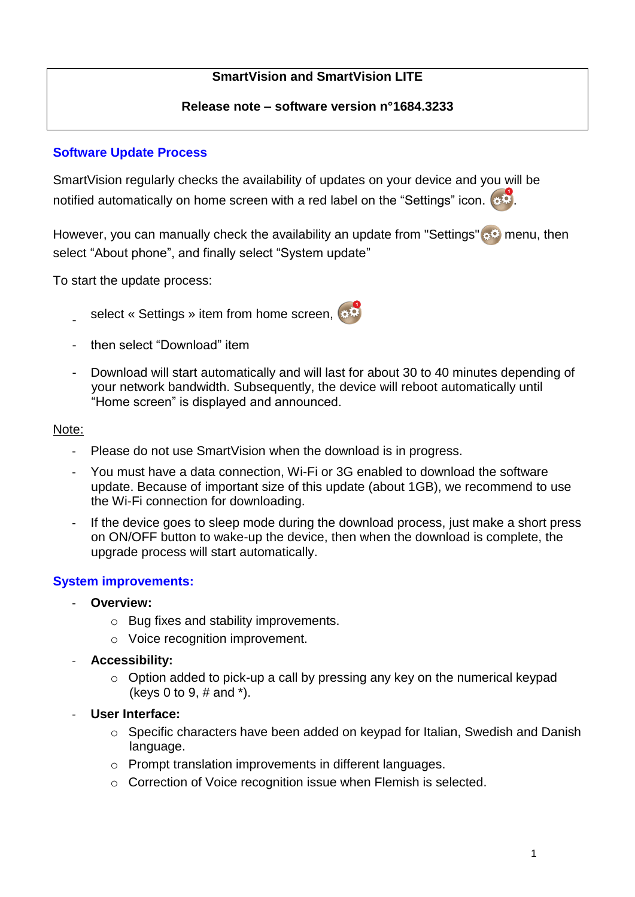**SmartVision and SmartVision LITE**

**Release note – software version n°1684.3233**

## Software Update Process

SmartVision regularly checks the availability of updates on your device and you will be notified automatically on home screen with a red label on the "Settings" icon.

However, you can manually check the availability an update from "Settings" menu, then select "About phone", and finally select "System update"

To start the update process:

- select « Settings » item from home screen,
- then select "Download" item
- Download will start automatically and will last for about 30 to 40 minutes depending of your network bandwidth. Subsequently, the device will reboot automatically until "Home screen" is displayed and announced.

Note:

- Please do not use SmartVision when the download is in progress.
- You must have a data connection, Wi-Fi or 3G enabled to download the software update. Because of important size of this update (about 1GB), we recommend to use the Wi-Fi connection for downloading.
- If the device goes to sleep mode during the download process, just make a short press on ON/OFF button to wake-up the device, then when the download is complete, the upgrade process will start automatically.

## System improvements:

- **Overview:**
  - Bug fixes and stability improvements.
  - Voice recognition improvement.
- **Accessibility:**
  - Option added to pick-up a call by pressing any key on the numerical keypad (keys 0 to 9, # and *).
- **User Interface:**
  - Specific characters have been added on keypad for Italian, Swedish and Danish language.
  - Prompt translation improvements in different languages.
  - Correction of Voice recognition issue when Flemish is selected.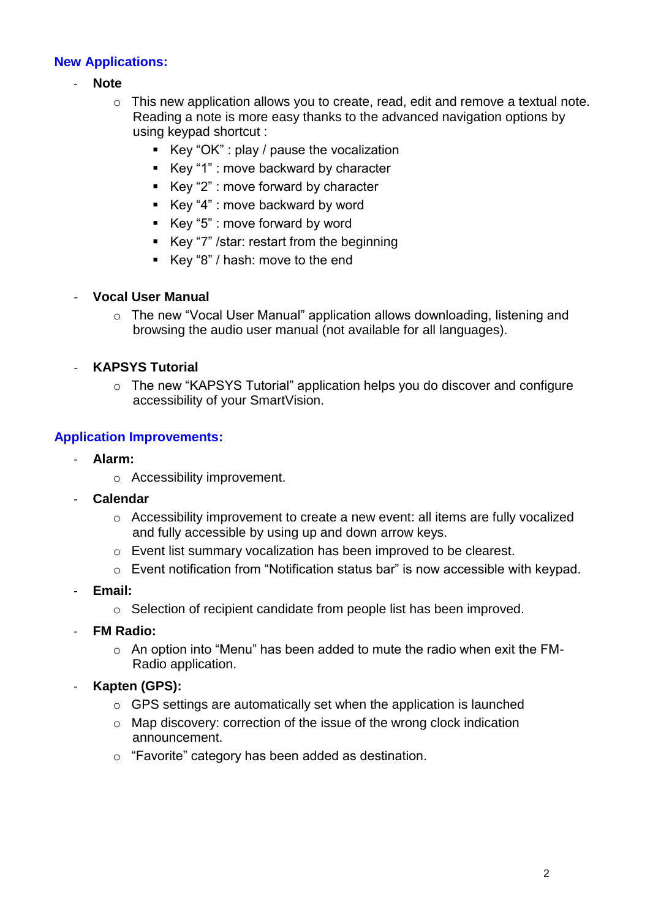## New Applications:

- **Note**
  - This new application allows you to create, read, edit and remove a textual note. Reading a note is more easy thanks to the advanced navigation options by using keypad shortcut :
    - Key “OK” : play / pause the vocalization
    - Key “1” : move backward by character
    - Key “2” : move forward by character
    - Key “4” : move backward by word
    - Key “5” : move forward by word
    - Key “7” /star: restart from the beginning
    - Key “8” / hash: move to the end

- **Vocal User Manual**
  - The new “Vocal User Manual” application allows downloading, listening and browsing the audio user manual (not available for all languages).

- **KAPSYS Tutorial**
  - The new “KAPSYS Tutorial” application helps you do discover and configure accessibility of your SmartVision.

## Application Improvements:

- **Alarm:**
  - Accessibility improvement.
- **Calendar**
  - Accessibility improvement to create a new event: all items are fully vocalized and fully accessible by using up and down arrow keys.
  - Event list summary vocalization has been improved to be clearest.
  - Event notification from “Notification status bar” is now accessible with keypad.
- **Email:**
  - Selection of recipient candidate from people list has been improved.
- **FM Radio:**
  - An option into “Menu” has been added to mute the radio when exit the FM-Radio application.
- **Kapten (GPS):**
  - GPS settings are automatically set when the application is launched
  - Map discovery: correction of the issue of the wrong clock indication announcement.
  - “Favorite” category has been added as destination.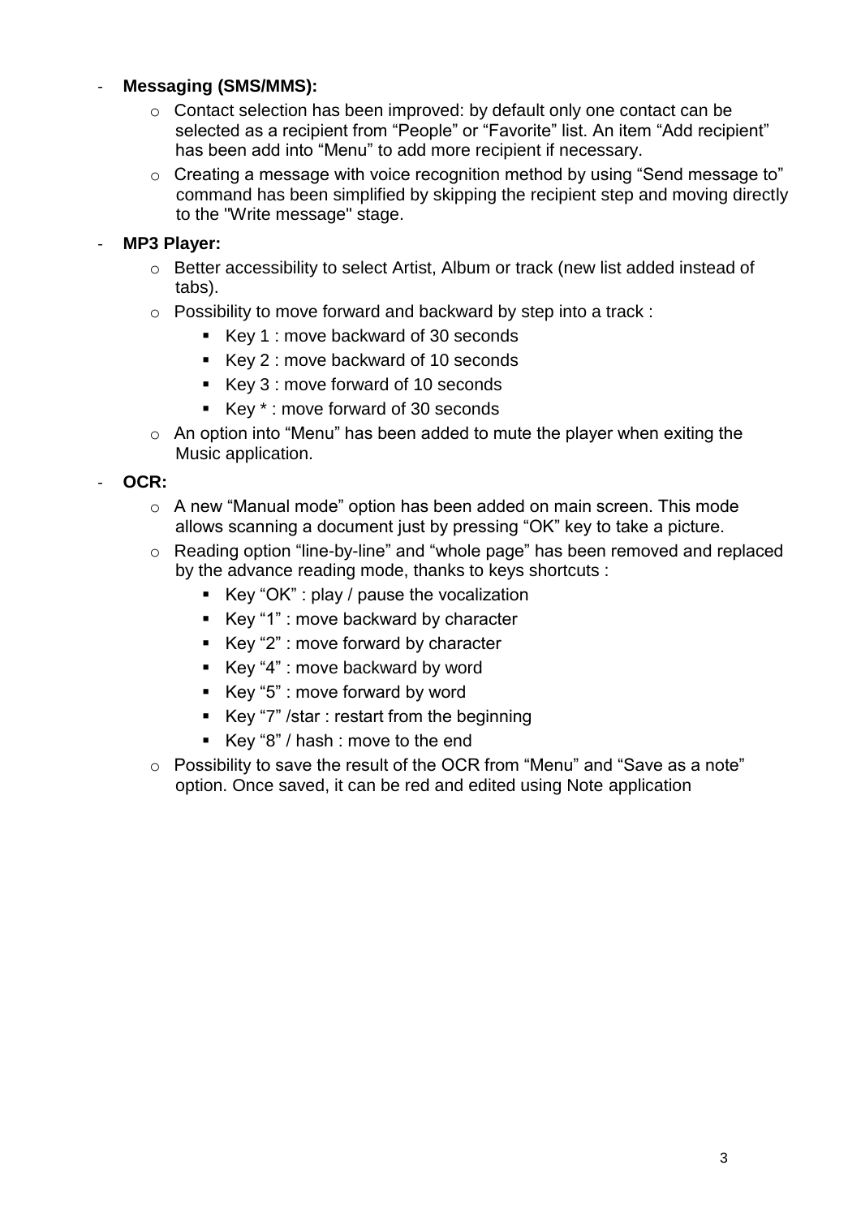- **Messaging (SMS/MMS):**
  - Contact selection has been improved: by default only one contact can be selected as a recipient from “People” or “Favorite” list. An item “Add recipient” has been add into “Menu” to add more recipient if necessary.
  - Creating a message with voice recognition method by using “Send message to” command has been simplified by skipping the recipient step and moving directly to the "Write message" stage.
- **MP3 Player:**
  - Better accessibility to select Artist, Album or track (new list added instead of tabs).
  - Possibility to move forward and backward by step into a track :
    - Key 1 : move backward of 30 seconds
    - Key 2 : move backward of 10 seconds
    - Key 3 : move forward of 10 seconds
    - Key * : move forward of 30 seconds
  - An option into “Menu” has been added to mute the player when exiting the Music application.
- **OCR:**
  - A new “Manual mode” option has been added on main screen. This mode allows scanning a document just by pressing “OK” key to take a picture.
  - Reading option “line-by-line” and “whole page” has been removed and replaced by the advance reading mode, thanks to keys shortcuts :
    - Key “OK” : play / pause the vocalization
    - Key “1” : move backward by character
    - Key “2” : move forward by character
    - Key “4” : move backward by word
    - Key “5” : move forward by word
    - Key “7” /star : restart from the beginning
    - Key “8” / hash : move to the end
  - Possibility to save the result of the OCR from “Menu” and “Save as a note” option. Once saved, it can be red and edited using Note application